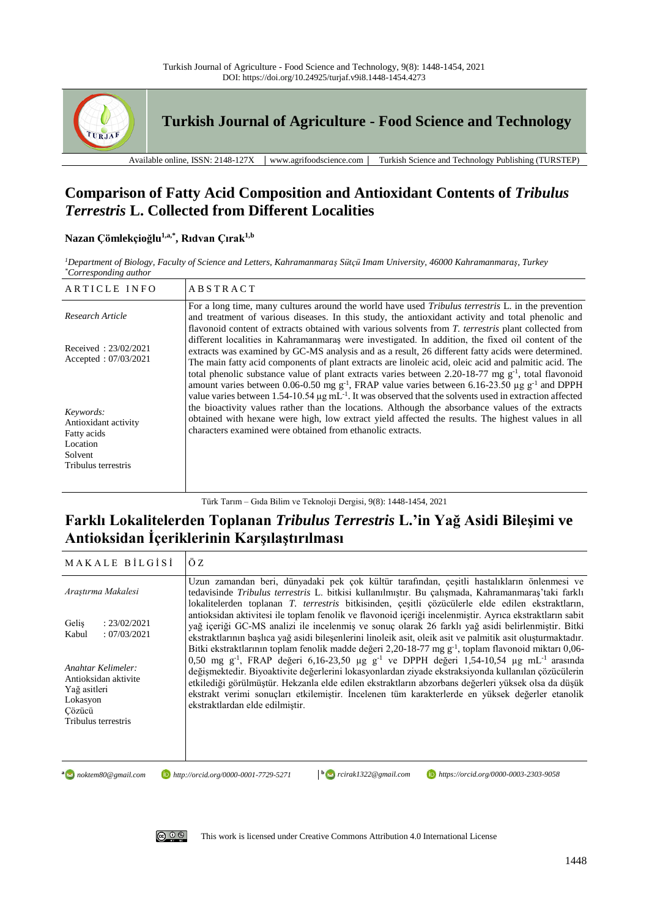# Comparison of Fatty Acid Composition and Antioxidant Contents of *Tribulus Terrestris* L. Collected from Different Localities

**Nazan Çömlekçioğlu**[1,a,*], **Rıdvan Çırak**[1,b]

[1]*Department of Biology, Faculty of Science and Letters, Kahramanmaraş Sütçü Imam University, 46000 Kahramanmaraş, Turkey*
[*]*Corresponding author*

| ARTICLE INFO | ABSTRACT |
|---|---|
| *Research Article*<br><br>Received : 23/02/2021<br>Accepted : 07/03/2021<br><br>*Keywords:*<br>Antioxidant activity<br>Fatty acids<br>Location<br>Solvent<br>Tribulus terrestris | For a long time, many cultures around the world have used *Tribulus terrestris* L. in the prevention and treatment of various diseases. In this study, the antioxidant activity and total phenolic and flavonoid content of extracts obtained with various solvents from *T. terrestris* plant collected from different localities in Kahramanmaraş were investigated. In addition, the fixed oil content of the extracts was examined by GC-MS analysis and as a result, 26 different fatty acids were determined. The main fatty acid components of plant extracts are linoleic acid, oleic acid and palmitic acid. The total phenolic substance value of plant extracts varies between 2.20-18-77 mg $g^{-1}$, total flavonoid amount varies between 0.06-0.50 mg $g^{-1}$, FRAP value varies between 6.16-23.50 µg $g^{-1}$ and DPPH value varies between 1.54-10.54 µg $mL^{-1}$. It was observed that the solvents used in extraction affected the bioactivity values rather than the locations. Although the absorbance values of the extracts obtained with hexane were high, low extract yield affected the results. The highest values in all characters examined were obtained from ethanolic extracts. |

Türk Tarım – Gıda Bilim ve Teknoloji Dergisi, 9(8): 1448-1454, 2021

# Farklı Lokalitelerden Toplanan *Tribulus Terrestris* L.'in Yağ Asidi Bileşimi ve Antioksidan İçeriklerinin Karşılaştırılması

| MAKALE BİLGİSİ | ÖZ |
|---|---|
| *Araştırma Makalesi*<br><br>Geliş : 23/02/2021<br>Kabul : 07/03/2021<br><br>*Anahtar Kelimeler:*<br>Antioksidan aktivite<br>Yağ asitleri<br>Lokasyon<br>Çözücü<br>Tribulus terrestris | Uzun zamandan beri, dünyadaki pek çok kültür tarafından, çeşitli hastalıkların önlenmesi ve tedavisinde *Tribulus terrestris* L. bitkisi kullanılmıştır. Bu çalışmada, Kahramanmaraş'taki farklı lokalitelerden toplanan *T. terrestris* bitkisinden, çeşitli çözücülerle elde edilen ekstraktların, antioksidan aktivitesi ile toplam fenolik ve flavonoid içeriği incelenmiştir. Ayrıca ekstraktların sabit yağ içeriği GC-MS analizi ile incelenmiş ve sonuç olarak 26 farklı yağ asidi belirlenmiştir. Bitki ekstraktlarının başlıca yağ asidi bileşenlerini linoleik asit, oleik asit ve palmitik asit oluşturmaktadır. Bitki ekstraktlarının toplam fenolik madde değeri 2,20-18-77 mg $g^{-1}$, toplam flavonoid miktarı 0,06-0,50 mg $g^{-1}$, FRAP değeri 6,16-23,50 µg $g^{-1}$ ve DPPH değeri 1,54-10,54 µg $mL^{-1}$ arasında değişmektedir. Biyoaktivite değerlerini lokasyonlardan ziyade ekstraksiyonda kullanılan çözücülerin etkilediği görülmüştür. Hekzanla elde edilen ekstraktların abzorbans değerleri yüksek olsa da düşük ekstrakt verimi sonuçları etkilemiştir. İncelenen tüm karakterlerde en yüksek değerler etanolik ekstraktlardan elde edilmiştir. |

[a] noktem80@gmail.com   http://orcid.org/0000-0001-7729-5271
[b] rcirak1322@gmail.com   https://orcid.org/0000-0003-2303-9058

This work is licensed under Creative Commons Attribution 4.0 International License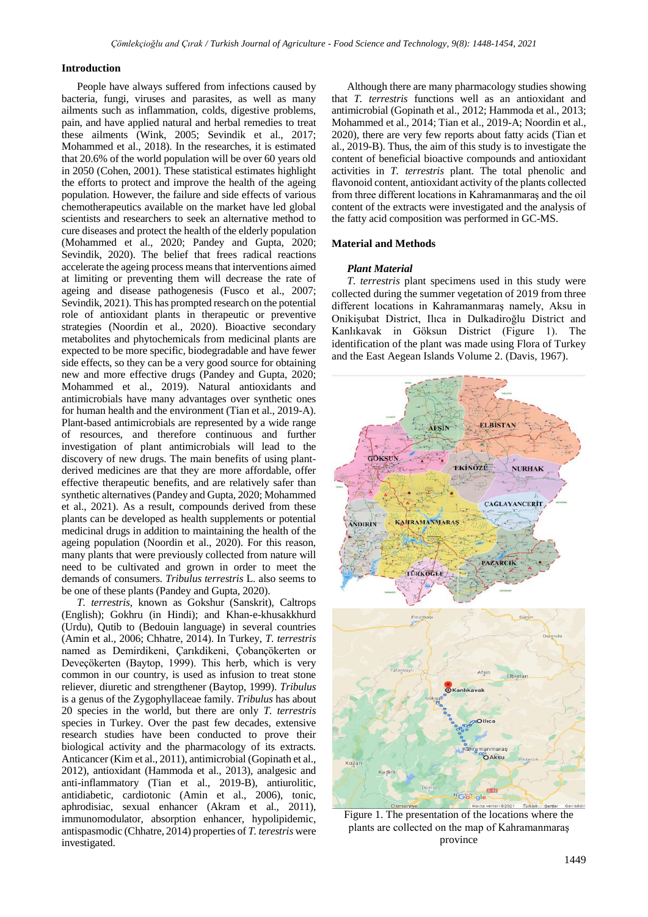## Introduction

People have always suffered from infections caused by bacteria, fungi, viruses and parasites, as well as many ailments such as inflammation, colds, digestive problems, pain, and have applied natural and herbal remedies to treat these ailments (Wink, 2005; Sevindik et al., 2017; Mohammed et al., 2018). In the researches, it is estimated that 20.6% of the world population will be over 60 years old in 2050 (Cohen, 2001). These statistical estimates highlight the efforts to protect and improve the health of the ageing population. However, the failure and side effects of various chemotherapeutics available on the market have led global scientists and researchers to seek an alternative method to cure diseases and protect the health of the elderly population (Mohammed et al., 2020; Pandey and Gupta, 2020; Sevindik, 2020). The belief that frees radical reactions accelerate the ageing process means that interventions aimed at limiting or preventing them will decrease the rate of ageing and disease pathogenesis (Fusco et al., 2007; Sevindik, 2021). This has prompted research on the potential role of antioxidant plants in therapeutic or preventive strategies (Noordin et al., 2020). Bioactive secondary metabolites and phytochemicals from medicinal plants are expected to be more specific, biodegradable and have fewer side effects, so they can be a very good source for obtaining new and more effective drugs (Pandey and Gupta, 2020; Mohammed et al., 2019). Natural antioxidants and antimicrobials have many advantages over synthetic ones for human health and the environment (Tian et al., 2019-A). Plant-based antimicrobials are represented by a wide range of resources, and therefore continuous and further investigation of plant antimicrobials will lead to the discovery of new drugs. The main benefits of using plant-derived medicines are that they are more affordable, offer effective therapeutic benefits, and are relatively safer than synthetic alternatives (Pandey and Gupta, 2020; Mohammed et al., 2021). As a result, compounds derived from these plants can be developed as health supplements or potential medicinal drugs in addition to maintaining the health of the ageing population (Noordin et al., 2020). For this reason, many plants that were previously collected from nature will need to be cultivated and grown in order to meet the demands of consumers. *Tribulus terrestris* L. also seems to be one of these plants (Pandey and Gupta, 2020).

*T. terrestris*, known as Gokshur (Sanskrit), Caltrops (English); Gokhru (in Hindi); and Khan-e-khusakkhurd (Urdu), Qutib to (Bedouin language) in several countries (Amin et al., 2006; Chhatre, 2014). In Turkey, *T. terrestris* named as Demirdikeni, Çarıkdikeni, Çobançökerten or Deveçökerten (Baytop, 1999). This herb, which is very common in our country, is used as infusion to treat stone reliever, diuretic and strengthener (Baytop, 1999). *Tribulus* is a genus of the Zygophyllaceae family. *Tribulus* has about 20 species in the world, but there are only *T. terrestris* species in Turkey. Over the past few decades, extensive research studies have been conducted to prove their biological activity and the pharmacology of its extracts. Anticancer (Kim et al., 2011), antimicrobial (Gopinath et al., 2012), antioxidant (Hammoda et al., 2013), analgesic and anti-inflammatory (Tian et al., 2019-B), antiurolitic, antidiabetic, cardiotonic (Amin et al., 2006), tonic, aphrodisiac, sexual enhancer (Akram et al., 2011), immunomodulator, absorption enhancer, hypolipidemic, antispasmodic (Chhatre, 2014) properties of *T. terestris* were investigated.

Although there are many pharmacology studies showing that *T. terrestris* functions well as an antioxidant and antimicrobial (Gopinath et al., 2012; Hammoda et al., 2013; Mohammed et al., 2014; Tian et al., 2019-A; Noordin et al., 2020), there are very few reports about fatty acids (Tian et al., 2019-B). Thus, the aim of this study is to investigate the content of beneficial bioactive compounds and antioxidant activities in *T. terrestris* plant. The total phenolic and flavonoid content, antioxidant activity of the plants collected from three different locations in Kahramanmaraş and the oil content of the extracts were investigated and the analysis of the fatty acid composition was performed in GC-MS.

## Material and Methods

### *Plant Material*

*T. terrestris* plant specimens used in this study were collected during the summer vegetation of 2019 from three different locations in Kahramanmaraş namely, Aksu in Onikişubat District, Ilıca in Dulkadiroğlu District and Kanlıkavak in Göksun District (Figure 1). The identification of the plant was made using Flora of Turkey and the East Aegean Islands Volume 2. (Davis, 1967).

Figure 1. The presentation of the locations where the plants are collected on the map of Kahramanmaraş province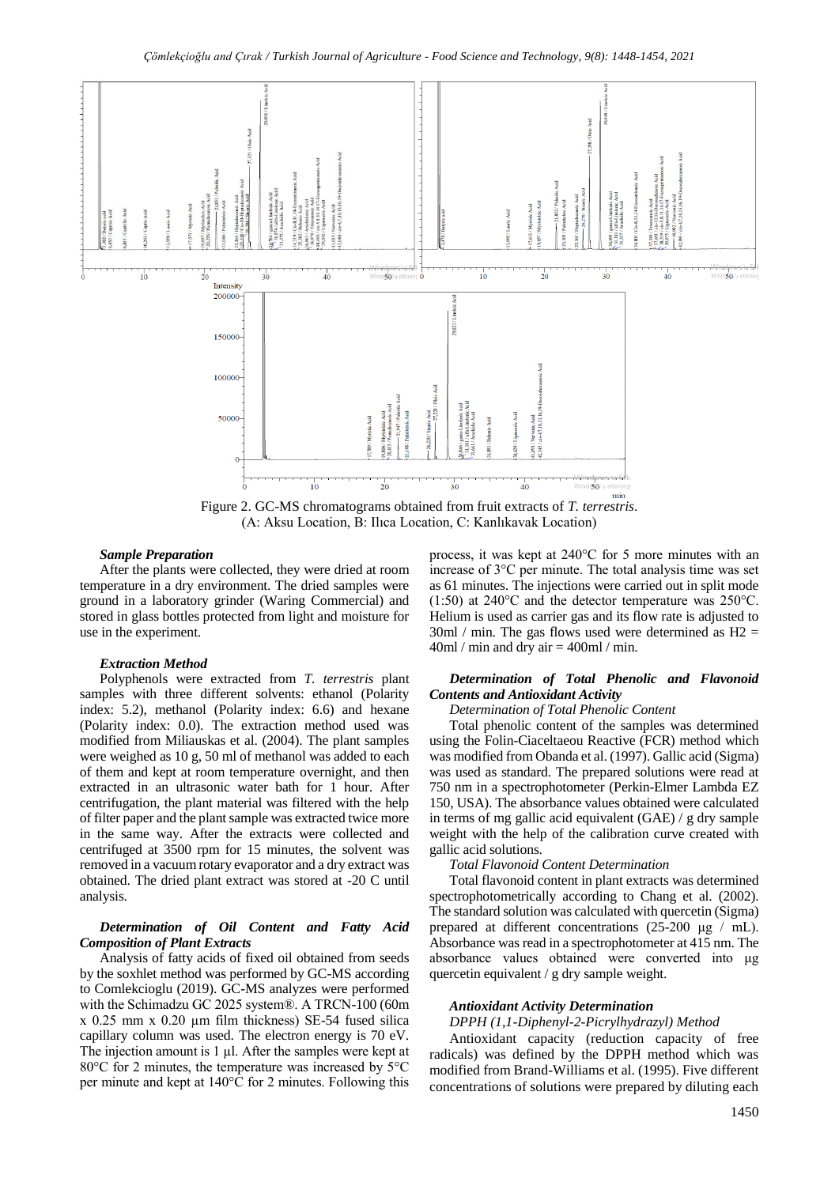Figure 2. GC-MS chromatograms obtained from fruit extracts of *T. terrestris*.
(A: Aksu Location, B: Ilıca Location, C: Kanlıkavak Location)

***Sample Preparation***

After the plants were collected, they were dried at room temperature in a dry environment. The dried samples were ground in a laboratory grinder (Waring Commercial) and stored in glass bottles protected from light and moisture for use in the experiment.

***Extraction Method***

Polyphenols were extracted from *T. terrestris* plant samples with three different solvents: ethanol (Polarity index: 5.2), methanol (Polarity index: 6.6) and hexane (Polarity index: 0.0). The extraction method used was modified from Miliauskas et al. (2004). The plant samples were weighed as 10 g, 50 ml of methanol was added to each of them and kept at room temperature overnight, and then extracted in an ultrasonic water bath for 1 hour. After centrifugation, the plant material was filtered with the help of filter paper and the plant sample was extracted twice more in the same way. After the extracts were collected and centrifuged at 3500 rpm for 15 minutes, the solvent was removed in a vacuum rotary evaporator and a dry extract was obtained. The dried plant extract was stored at -20 C until analysis.

***Determination of Oil Content and Fatty Acid Composition of Plant Extracts***

Analysis of fatty acids of fixed oil obtained from seeds by the soxhlet method was performed by GC-MS according to Comlekcioglu (2019). GC-MS analyzes were performed with the Schimadzu GC 2025 system®. A TRCN-100 (60m x 0.25 mm x 0.20 µm film thickness) SE-54 fused silica capillary column was used. The electron energy is 70 eV. The injection amount is 1 µl. After the samples were kept at 80°C for 2 minutes, the temperature was increased by 5°C per minute and kept at 140°C for 2 minutes. Following this process, it was kept at 240°C for 5 more minutes with an increase of 3°C per minute. The total analysis time was set as 61 minutes. The injections were carried out in split mode (1:50) at 240°C and the detector temperature was 250°C. Helium is used as carrier gas and its flow rate is adjusted to 30ml / min. The gas flows used were determined as $H_2$ = 40ml / min and dry air = 400ml / min.

***Determination of Total Phenolic and Flavonoid Contents and Antioxidant Activity***

*Determination of Total Phenolic Content*

Total phenolic content of the samples was determined using the Folin-Ciaceltaeou Reactive (FCR) method which was modified from Obanda et al. (1997). Gallic acid (Sigma) was used as standard. The prepared solutions were read at 750 nm in a spectrophotometer (Perkin-Elmer Lambda EZ 150, USA). The absorbance values obtained were calculated in terms of mg gallic acid equivalent (GAE) / g dry sample weight with the help of the calibration curve created with gallic acid solutions.

*Total Flavonoid Content Determination*

Total flavonoid content in plant extracts was determined spectrophotometrically according to Chang et al. (2002). The standard solution was calculated with quercetin (Sigma) prepared at different concentrations (25-200 µg / mL). Absorbance was read in a spectrophotometer at 415 nm. The absorbance values obtained were converted into µg quercetin equivalent / g dry sample weight.

***Antioxidant Activity Determination***

*DPPH (1,1-Diphenyl-2-Picrylhydrazyl) Method*

Antioxidant capacity (reduction capacity of free radicals) was defined by the DPPH method which was modified from Brand-Williams et al. (1995). Five different concentrations of solutions were prepared by diluting each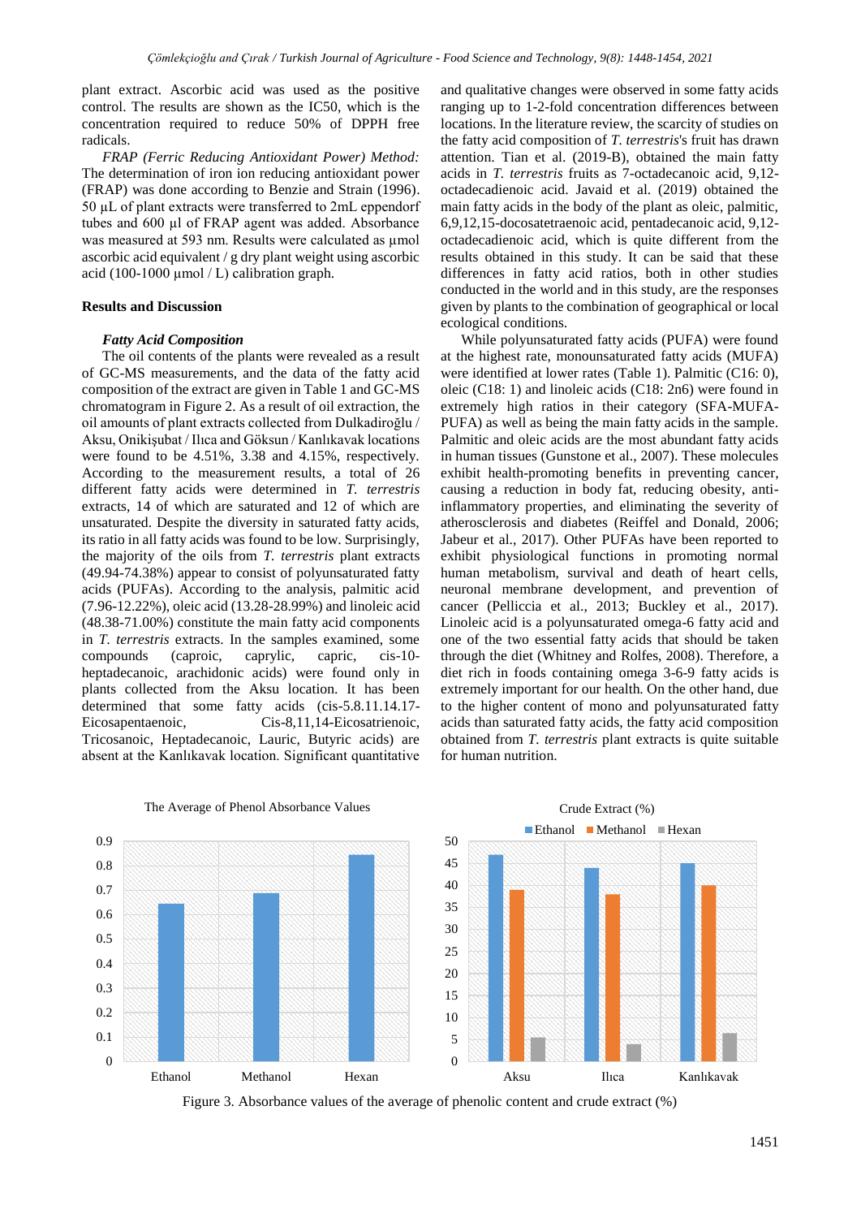plant extract. Ascorbic acid was used as the positive control. The results are shown as the IC50, which is the concentration required to reduce 50% of DPPH free radicals.

*FRAP (Ferric Reducing Antioxidant Power) Method:* The determination of iron ion reducing antioxidant power (FRAP) was done according to Benzie and Strain (1996). 50 µL of plant extracts were transferred to 2mL eppendorf tubes and 600 µl of FRAP agent was added. Absorbance was measured at 593 nm. Results were calculated as µmol ascorbic acid equivalent / g dry plant weight using ascorbic acid (100-1000 µmol / L) calibration graph.

## Results and Discussion

### *Fatty Acid Composition*

The oil contents of the plants were revealed as a result of GC-MS measurements, and the data of the fatty acid composition of the extract are given in Table 1 and GC-MS chromatogram in Figure 2. As a result of oil extraction, the oil amounts of plant extracts collected from Dulkadiroğlu / Aksu, Onikişubat / Ilıca and Göksun / Kanlıkavak locations were found to be 4.51%, 3.38 and 4.15%, respectively. According to the measurement results, a total of 26 different fatty acids were determined in *T. terrestris* extracts, 14 of which are saturated and 12 of which are unsaturated. Despite the diversity in saturated fatty acids, its ratio in all fatty acids was found to be low. Surprisingly, the majority of the oils from *T. terrestris* plant extracts (49.94-74.38%) appear to consist of polyunsaturated fatty acids (PUFAs). According to the analysis, palmitic acid (7.96-12.22%), oleic acid (13.28-28.99%) and linoleic acid (48.38-71.00%) constitute the main fatty acid components in *T. terrestris* extracts. In the samples examined, some compounds (caproic, caprylic, capric, cis-10-heptadecanoic, arachidonic acids) were found only in plants collected from the Aksu location. It has been determined that some fatty acids (cis-5.8.11.14.17-Eicosapentaenoic, Cis-8,11,14-Eicosatrienoic, Tricosanoic, Heptadecanoic, Lauric, Butyric acids) are absent at the Kanlıkavak location. Significant quantitative and qualitative changes were observed in some fatty acids ranging up to 1-2-fold concentration differences between locations. In the literature review, the scarcity of studies on the fatty acid composition of *T. terrestris*'s fruit has drawn attention. Tian et al. (2019-B), obtained the main fatty acids in *T. terrestris* fruits as 7-octadecanoic acid, 9,12-octadecadienoic acid. Javaid et al. (2019) obtained the main fatty acids in the body of the plant as oleic, palmitic, 6,9,12,15-docosatetraenoic acid, pentadecanoic acid, 9,12-octadecadienoic acid, which is quite different from the results obtained in this study. It can be said that these differences in fatty acid ratios, both in other studies conducted in the world and in this study, are the responses given by plants to the combination of geographical or local ecological conditions.

While polyunsaturated fatty acids (PUFA) were found at the highest rate, monounsaturated fatty acids (MUFA) were identified at lower rates (Table 1). Palmitic (C16: 0), oleic (C18: 1) and linoleic acids (C18: 2n6) were found in extremely high ratios in their category (SFA-MUFA-PUFA) as well as being the main fatty acids in the sample. Palmitic and oleic acids are the most abundant fatty acids in human tissues (Gunstone et al., 2007). These molecules exhibit health-promoting benefits in preventing cancer, causing a reduction in body fat, reducing obesity, anti-inflammatory properties, and eliminating the severity of atherosclerosis and diabetes (Reiffel and Donald, 2006; Jabeur et al., 2017). Other PUFAs have been reported to exhibit physiological functions in promoting normal human metabolism, survival and death of heart cells, neuronal membrane development, and prevention of cancer (Pelliccia et al., 2013; Buckley et al., 2017). Linoleic acid is a polyunsaturated omega-6 fatty acid and one of the two essential fatty acids that should be taken through the diet (Whitney and Rolfes, 2008). Therefore, a diet rich in foods containing omega 3-6-9 fatty acids is extremely important for our health. On the other hand, due to the higher content of mono and polyunsaturated fatty acids than saturated fatty acids, the fatty acid composition obtained from *T. terrestris* plant extracts is quite suitable for human nutrition.

Figure 3. Absorbance values of the average of phenolic content and crude extract (%)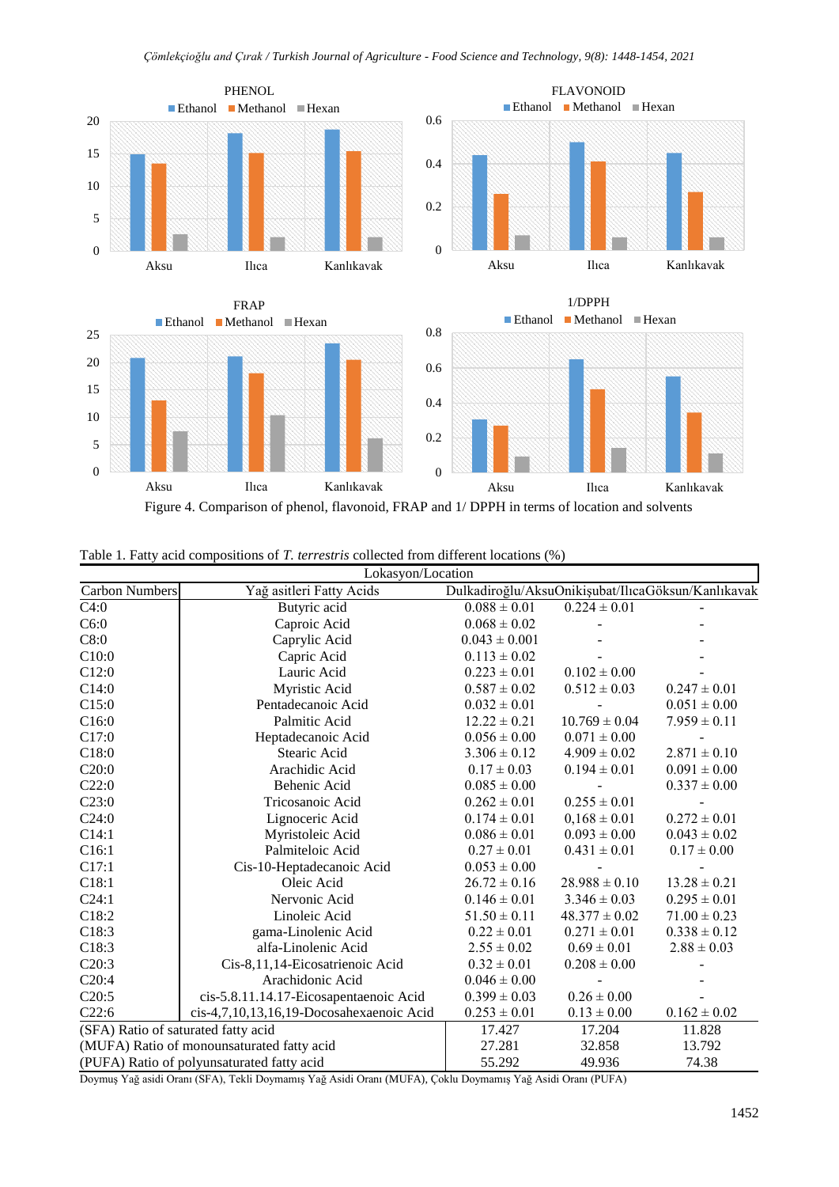Figure 4. Comparison of phenol, flavonoid, FRAP and 1/ DPPH in terms of location and solvents

Table 1. Fatty acid compositions of *T. terrestris* collected from different locations (%)

| Carbon Numbers | Yağ asitleri Fatty Acids | Lokasyon/Location Dulkadiroğlu/Aksu | Onikişubat/Ilıca | Göksun/Kanlıkavak |
|---|---|---|---|---|
| C4:0 | Butyric acid | 0.088 ± 0.01 | 0.224 ± 0.01 | - |
| C6:0 | Caproic Acid | 0.068 ± 0.02 | - | - |
| C8:0 | Caprylic Acid | 0.043 ± 0.001 | - | - |
| C10:0 | Capric Acid | 0.113 ± 0.02 | - | - |
| C12:0 | Lauric Acid | 0.223 ± 0.01 | 0.102 ± 0.00 | - |
| C14:0 | Myristic Acid | 0.587 ± 0.02 | 0.512 ± 0.03 | 0.247 ± 0.01 |
| C15:0 | Pentadecanoic Acid | 0.032 ± 0.01 | - | 0.051 ± 0.00 |
| C16:0 | Palmitic Acid | 12.22 ± 0.21 | 10.769 ± 0.04 | 7.959 ± 0.11 |
| C17:0 | Heptadecanoic Acid | 0.056 ± 0.00 | 0.071 ± 0.00 | - |
| C18:0 | Stearic Acid | 3.306 ± 0.12 | 4.909 ± 0.02 | 2.871 ± 0.10 |
| C20:0 | Arachidic Acid | 0.17 ± 0.03 | 0.194 ± 0.01 | 0.091 ± 0.00 |
| C22:0 | Behenic Acid | 0.085 ± 0.00 | - | 0.337 ± 0.00 |
| C23:0 | Tricosanoic Acid | 0.262 ± 0.01 | 0.255 ± 0.01 | - |
| C24:0 | Lignoceric Acid | 0.174 ± 0.01 | 0,168 ± 0.01 | 0.272 ± 0.01 |
| C14:1 | Myristoleic Acid | 0.086 ± 0.01 | 0.093 ± 0.00 | 0.043 ± 0.02 |
| C16:1 | Palmiteloic Acid | 0.27 ± 0.01 | 0.431 ± 0.01 | 0.17 ± 0.00 |
| C17:1 | Cis-10-Heptadecanoic Acid | 0.053 ± 0.00 | - | - |
| C18:1 | Oleic Acid | 26.72 ± 0.16 | 28.988 ± 0.10 | 13.28 ± 0.21 |
| C24:1 | Nervonic Acid | 0.146 ± 0.01 | 3.346 ± 0.03 | 0.295 ± 0.01 |
| C18:2 | Linoleic Acid | 51.50 ± 0.11 | 48.377 ± 0.02 | 71.00 ± 0.23 |
| C18:3 | gama-Linolenic Acid | 0.22 ± 0.01 | 0.271 ± 0.01 | 0.338 ± 0.12 |
| C18:3 | alfa-Linolenic Acid | 2.55 ± 0.02 | 0.69 ± 0.01 | 2.88 ± 0.03 |
| C20:3 | Cis-8,11,14-Eicosatrienoic Acid | 0.32 ± 0.01 | 0.208 ± 0.00 | - |
| C20:4 | Arachidonic Acid | 0.046 ± 0.00 | - | - |
| C20:5 | cis-5.8.11.14.17-Eicosapentaenoic Acid | 0.399 ± 0.03 | 0.26 ± 0.00 | - |
| C22:6 | cis-4,7,10,13,16,19-Docosahexaenoic Acid | 0.253 ± 0.01 | 0.13 ± 0.00 | 0.162 ± 0.02 |
| (SFA) Ratio of saturated fatty acid | | 17.427 | 17.204 | 11.828 |
| (MUFA) Ratio of monounsaturated fatty acid | | 27.281 | 32.858 | 13.792 |
| (PUFA) Ratio of polyunsaturated fatty acid | | 55.292 | 49.936 | 74.38 |

Doymuş Yağ asidi Oranı (SFA), Tekli Doymamış Yağ Asidi Oranı (MUFA), Çoklu Doymamış Yağ Asidi Oranı (PUFA)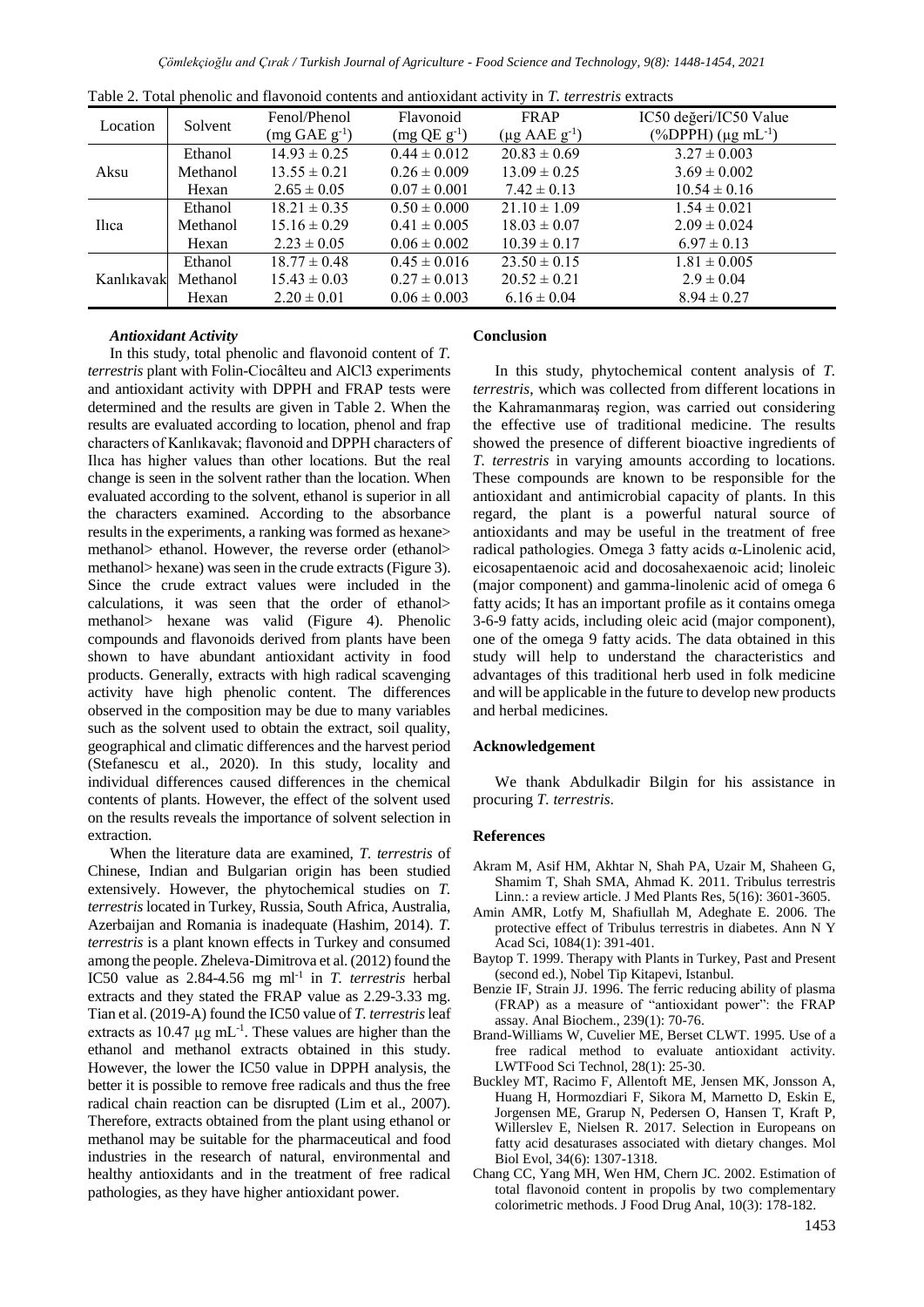Table 2. Total phenolic and flavonoid contents and antioxidant activity in *T. terrestris* extracts

| Location | Solvent | Fenol/Phenol (mg GAE $g^{-1}$) | Flavonoid (mg QE $g^{-1}$) | FRAP (µg AAE $g^{-1}$) | IC50 değeri/IC50 Value (%DPPH) (µg $mL^{-1}$) |
|---|---|---|---|---|---|
| Aksu | Ethanol | 14.93 ± 0.25 | 0.44 ± 0.012 | 20.83 ± 0.69 | 3.27 ± 0.003 |
| | Methanol | 13.55 ± 0.21 | 0.26 ± 0.009 | 13.09 ± 0.25 | 3.69 ± 0.002 |
| | Hexan | 2.65 ± 0.05 | 0.07 ± 0.001 | 7.42 ± 0.13 | 10.54 ± 0.16 |
| Ilıca | Ethanol | 18.21 ± 0.35 | 0.50 ± 0.000 | 21.10 ± 1.09 | 1.54 ± 0.021 |
| | Methanol | 15.16 ± 0.29 | 0.41 ± 0.005 | 18.03 ± 0.07 | 2.09 ± 0.024 |
| | Hexan | 2.23 ± 0.05 | 0.06 ± 0.002 | 10.39 ± 0.17 | 6.97 ± 0.13 |
| Kanlıkavak | Ethanol | 18.77 ± 0.48 | 0.45 ± 0.016 | 23.50 ± 0.15 | 1.81 ± 0.005 |
| | Methanol | 15.43 ± 0.03 | 0.27 ± 0.013 | 20.52 ± 0.21 | 2.9 ± 0.04 |
| | Hexan | 2.20 ± 0.01 | 0.06 ± 0.003 | 6.16 ± 0.04 | 8.94 ± 0.27 |

### *Antioxidant Activity*

In this study, total phenolic and flavonoid content of *T. terrestris* plant with Folin-Ciocâlteu and AlCl3 experiments and antioxidant activity with DPPH and FRAP tests were determined and the results are given in Table 2. When the results are evaluated according to location, phenol and frap characters of Kanlıkavak; flavonoid and DPPH characters of Ilıca has higher values than other locations. But the real change is seen in the solvent rather than the location. When evaluated according to the solvent, ethanol is superior in all the characters examined. According to the absorbance results in the experiments, a ranking was formed as hexane> methanol> ethanol. However, the reverse order (ethanol> methanol> hexane) was seen in the crude extracts (Figure 3). Since the crude extract values were included in the calculations, it was seen that the order of ethanol> methanol> hexane was valid (Figure 4). Phenolic compounds and flavonoids derived from plants have been shown to have abundant antioxidant activity in food products. Generally, extracts with high radical scavenging activity have high phenolic content. The differences observed in the composition may be due to many variables such as the solvent used to obtain the extract, soil quality, geographical and climatic differences and the harvest period (Stefanescu et al., 2020). In this study, locality and individual differences caused differences in the chemical contents of plants. However, the effect of the solvent used on the results reveals the importance of solvent selection in extraction.

When the literature data are examined, *T. terrestris* of Chinese, Indian and Bulgarian origin has been studied extensively. However, the phytochemical studies on *T. terrestris* located in Turkey, Russia, South Africa, Australia, Azerbaijan and Romania is inadequate (Hashim, 2014). *T. terrestris* is a plant known effects in Turkey and consumed among the people. Zheleva-Dimitrova et al. (2012) found the IC50 value as 2.84-4.56 mg $ml^{-1}$ in *T. terrestris* herbal extracts and they stated the FRAP value as 2.29-3.33 mg. Tian et al. (2019-A) found the IC50 value of *T. terrestris* leaf extracts as 10.47 µg $mL^{-1}$. These values are higher than the ethanol and methanol extracts obtained in this study. However, the lower the IC50 value in DPPH analysis, the better it is possible to remove free radicals and thus the free radical chain reaction can be disrupted (Lim et al., 2007). Therefore, extracts obtained from the plant using ethanol or methanol may be suitable for the pharmaceutical and food industries in the research of natural, environmental and healthy antioxidants and in the treatment of free radical pathologies, as they have higher antioxidant power.

## Conclusion

In this study, phytochemical content analysis of *T. terrestris*, which was collected from different locations in the Kahramanmaraş region, was carried out considering the effective use of traditional medicine. The results showed the presence of different bioactive ingredients of *T. terrestris* in varying amounts according to locations. These compounds are known to be responsible for the antioxidant and antimicrobial capacity of plants. In this regard, the plant is a powerful natural source of antioxidants and may be useful in the treatment of free radical pathologies. Omega 3 fatty acids α-Linolenic acid, eicosapentaenoic acid and docosahexaenoic acid; linoleic (major component) and gamma-linolenic acid of omega 6 fatty acids; It has an important profile as it contains omega 3-6-9 fatty acids, including oleic acid (major component), one of the omega 9 fatty acids. The data obtained in this study will help to understand the characteristics and advantages of this traditional herb used in folk medicine and will be applicable in the future to develop new products and herbal medicines.

## Acknowledgement

We thank Abdulkadir Bilgin for his assistance in procuring *T. terrestris*.

## References

Akram M, Asif HM, Akhtar N, Shah PA, Uzair M, Shaheen G, Shamim T, Shah SMA, Ahmad K. 2011. Tribulus terrestris Linn.: a review article. J Med Plants Res, 5(16): 3601-3605.

Amin AMR, Lotfy M, Shafiullah M, Adeghate E. 2006. The protective effect of Tribulus terrestris in diabetes. Ann N Y Acad Sci, 1084(1): 391-401.

Baytop T. 1999. Therapy with Plants in Turkey, Past and Present (second ed.), Nobel Tip Kitapevi, Istanbul.

Benzie IF, Strain JJ. 1996. The ferric reducing ability of plasma (FRAP) as a measure of "antioxidant power": the FRAP assay. Anal Biochem., 239(1): 70-76.

Brand-Williams W, Cuvelier ME, Berset CLWT. 1995. Use of a free radical method to evaluate antioxidant activity. LWTFood Sci Technol, 28(1): 25-30.

Buckley MT, Racimo F, Allentoft ME, Jensen MK, Jonsson A, Huang H, Hormozdiari F, Sikora M, Marnetto D, Eskin E, Jorgensen ME, Grarup N, Pedersen O, Hansen T, Kraft P, Willerslev E, Nielsen R. 2017. Selection in Europeans on fatty acid desaturases associated with dietary changes. Mol Biol Evol, 34(6): 1307-1318.

Chang CC, Yang MH, Wen HM, Chern JC. 2002. Estimation of total flavonoid content in propolis by two complementary colorimetric methods. J Food Drug Anal, 10(3): 178-182.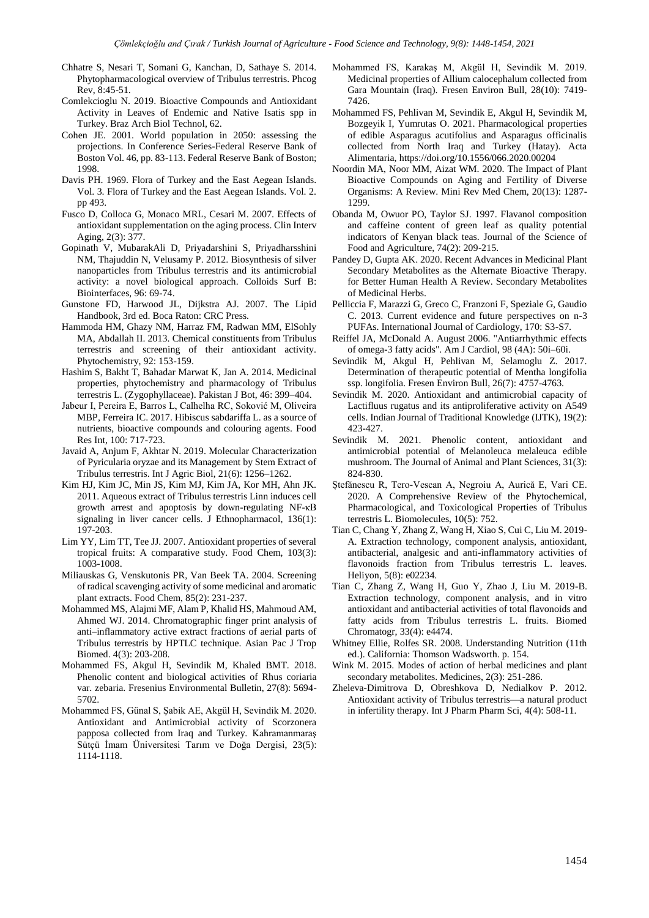Chhatre S, Nesari T, Somani G, Kanchan, D, Sathaye S. 2014. Phytopharmacological overview of Tribulus terrestris. Phcog Rev, 8:45-51.

Comlekcioglu N. 2019. Bioactive Compounds and Antioxidant Activity in Leaves of Endemic and Native Isatis spp in Turkey. Braz Arch Biol Technol, 62.

Cohen JE. 2001. World population in 2050: assessing the projections. In Conference Series-Federal Reserve Bank of Boston Vol. 46, pp. 83-113. Federal Reserve Bank of Boston; 1998.

Davis PH. 1969. Flora of Turkey and the East Aegean Islands. Vol. 3. Flora of Turkey and the East Aegean Islands. Vol. 2. pp 493.

Fusco D, Colloca G, Monaco MRL, Cesari M. 2007. Effects of antioxidant supplementation on the aging process. Clin Interv Aging, 2(3): 377.

Gopinath V, MubarakAli D, Priyadarshini S, Priyadharsshini NM, Thajuddin N, Velusamy P. 2012. Biosynthesis of silver nanoparticles from Tribulus terrestris and its antimicrobial activity: a novel biological approach. Colloids Surf B: Biointerfaces, 96: 69-74.

Gunstone FD, Harwood JL, Dijkstra AJ. 2007. The Lipid Handbook, 3rd ed. Boca Raton: CRC Press.

Hammoda HM, Ghazy NM, Harraz FM, Radwan MM, ElSohly MA, Abdallah II. 2013. Chemical constituents from Tribulus terrestris and screening of their antioxidant activity. Phytochemistry, 92: 153-159.

Hashim S, Bakht T, Bahadar Marwat K, Jan A. 2014. Medicinal properties, phytochemistry and pharmacology of Tribulus terrestris L. (Zygophyllaceae). Pakistan J Bot, 46: 399–404.

Jabeur I, Pereira E, Barros L, Calhelha RC, Soković M, Oliveira MBP, Ferreira IC. 2017. Hibiscus sabdariffa L. as a source of nutrients, bioactive compounds and colouring agents. Food Res Int, 100: 717-723.

Javaid A, Anjum F, Akhtar N. 2019. Molecular Characterization of Pyricularia oryzae and its Management by Stem Extract of Tribulus terrestris. Int J Agric Biol, 21(6): 1256–1262.

Kim HJ, Kim JC, Min JS, Kim MJ, Kim JA, Kor MH, Ahn JK. 2011. Aqueous extract of Tribulus terrestris Linn induces cell growth arrest and apoptosis by down-regulating NF-κB signaling in liver cancer cells. J Ethnopharmacol, 136(1): 197-203.

Lim YY, Lim TT, Tee JJ. 2007. Antioxidant properties of several tropical fruits: A comparative study. Food Chem, 103(3): 1003-1008.

Miliauskas G, Venskutonis PR, Van Beek TA. 2004. Screening of radical scavenging activity of some medicinal and aromatic plant extracts. Food Chem, 85(2): 231-237.

Mohammed MS, Alajmi MF, Alam P, Khalid HS, Mahmoud AM, Ahmed WJ. 2014. Chromatographic finger print analysis of anti–inflammatory active extract fractions of aerial parts of Tribulus terrestris by HPTLC technique. Asian Pac J Trop Biomed. 4(3): 203-208.

Mohammed FS, Akgul H, Sevindik M, Khaled BMT. 2018. Phenolic content and biological activities of Rhus coriaria var. zebaria. Fresenius Environmental Bulletin, 27(8): 5694-5702.

Mohammed FS, Günal S, Şabik AE, Akgül H, Sevindik M. 2020. Antioxidant and Antimicrobial activity of Scorzonera papposa collected from Iraq and Turkey. Kahramanmaraş Sütçü İmam Üniversitesi Tarım ve Doğa Dergisi, 23(5): 1114-1118.

Mohammed FS, Karakaş M, Akgül H, Sevindik M. 2019. Medicinal properties of Allium calocephalum collected from Gara Mountain (Iraq). Fresen Environ Bull, 28(10): 7419-7426.

Mohammed FS, Pehlivan M, Sevindik E, Akgul H, Sevindik M, Bozgeyik I, Yumrutas O. 2021. Pharmacological properties of edible Asparagus acutifolius and Asparagus officinalis collected from North Iraq and Turkey (Hatay). Acta Alimentaria, https://doi.org/10.1556/066.2020.00204

Noordin MA, Noor MM, Aizat WM. 2020. The Impact of Plant Bioactive Compounds on Aging and Fertility of Diverse Organisms: A Review. Mini Rev Med Chem, 20(13): 1287-1299.

Obanda M, Owuor PO, Taylor SJ. 1997. Flavanol composition and caffeine content of green leaf as quality potential indicators of Kenyan black teas. Journal of the Science of Food and Agriculture, 74(2): 209-215.

Pandey D, Gupta AK. 2020. Recent Advances in Medicinal Plant Secondary Metabolites as the Alternate Bioactive Therapy. for Better Human Health A Review. Secondary Metabolites of Medicinal Herbs.

Pelliccia F, Marazzi G, Greco C, Franzoni F, Speziale G, Gaudio C. 2013. Current evidence and future perspectives on n-3 PUFAs. International Journal of Cardiology, 170: S3-S7.

Reiffel JA, McDonald A. August 2006. "Antiarrhythmic effects of omega-3 fatty acids". Am J Cardiol, 98 (4A): 50i–60i.

Sevindik M, Akgul H, Pehlivan M, Selamoglu Z. 2017. Determination of therapeutic potential of Mentha longifolia ssp. longifolia. Fresen Environ Bull, 26(7): 4757-4763.

Sevindik M. 2020. Antioxidant and antimicrobial capacity of Lactifluus rugatus and its antiproliferative activity on A549 cells. Indian Journal of Traditional Knowledge (IJTK), 19(2): 423-427.

Sevindik M. 2021. Phenolic content, antioxidant and antimicrobial potential of Melanoleuca melaleuca edible mushroom. The Journal of Animal and Plant Sciences, 31(3): 824-830.

Ştefănescu R, Tero-Vescan A, Negroiu A, Aurică E, Vari CE. 2020. A Comprehensive Review of the Phytochemical, Pharmacological, and Toxicological Properties of Tribulus terrestris L. Biomolecules, 10(5): 752.

Tian C, Chang Y, Zhang Z, Wang H, Xiao S, Cui C, Liu M. 2019-A. Extraction technology, component analysis, antioxidant, antibacterial, analgesic and anti-inflammatory activities of flavonoids fraction from Tribulus terrestris L. leaves. Heliyon, 5(8): e02234.

Tian C, Zhang Z, Wang H, Guo Y, Zhao J, Liu M. 2019-B. Extraction technology, component analysis, and in vitro antioxidant and antibacterial activities of total flavonoids and fatty acids from Tribulus terrestris L. fruits. Biomed Chromatogr, 33(4): e4474.

Whitney Ellie, Rolfes SR. 2008. Understanding Nutrition (11th ed.). California: Thomson Wadsworth. p. 154.

Wink M. 2015. Modes of action of herbal medicines and plant secondary metabolites. Medicines, 2(3): 251-286.

Zheleva-Dimitrova D, Obreshkova D, Nedialkov P. 2012. Antioxidant activity of Tribulus terrestris—a natural product in infertility therapy. Int J Pharm Pharm Sci, 4(4): 508-11.